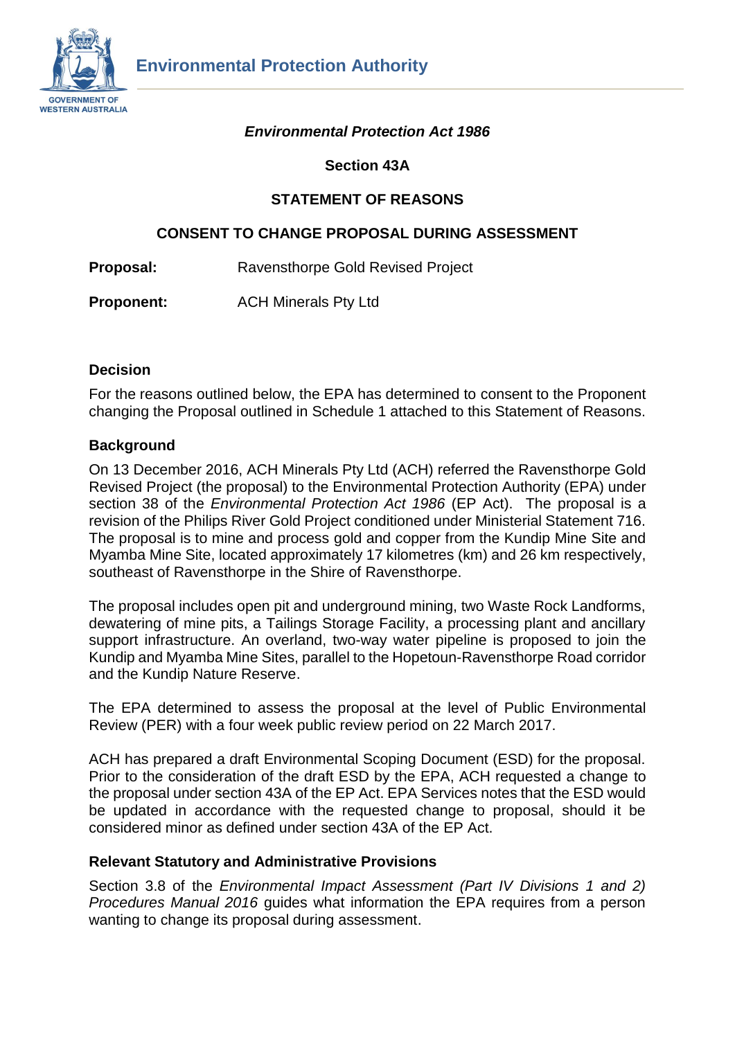**Environmental Protection Authority**

*Environmental Protection Act 1986*

**Section 43A**

**STATEMENT OF REASONS**

**CONSENT TO CHANGE PROPOSAL DURING ASSESSMENT**

**Proposal:** Ravensthorpe Gold Revised Project

**Proponent:** ACH Minerals Pty Ltd

## Decision

For the reasons outlined below, the EPA has determined to consent to the Proponent changing the Proposal outlined in Schedule 1 attached to this Statement of Reasons.

## Background

On 13 December 2016, ACH Minerals Pty Ltd (ACH) referred the Ravensthorpe Gold Revised Project (the proposal) to the Environmental Protection Authority (EPA) under section 38 of the *Environmental Protection Act 1986* (EP Act). The proposal is a revision of the Philips River Gold Project conditioned under Ministerial Statement 716. The proposal is to mine and process gold and copper from the Kundip Mine Site and Myamba Mine Site, located approximately 17 kilometres (km) and 26 km respectively, southeast of Ravensthorpe in the Shire of Ravensthorpe.

The proposal includes open pit and underground mining, two Waste Rock Landforms, dewatering of mine pits, a Tailings Storage Facility, a processing plant and ancillary support infrastructure. An overland, two-way water pipeline is proposed to join the Kundip and Myamba Mine Sites, parallel to the Hopetoun-Ravensthorpe Road corridor and the Kundip Nature Reserve.

The EPA determined to assess the proposal at the level of Public Environmental Review (PER) with a four week public review period on 22 March 2017.

ACH has prepared a draft Environmental Scoping Document (ESD) for the proposal. Prior to the consideration of the draft ESD by the EPA, ACH requested a change to the proposal under section 43A of the EP Act. EPA Services notes that the ESD would be updated in accordance with the requested change to proposal, should it be considered minor as defined under section 43A of the EP Act.

## Relevant Statutory and Administrative Provisions

Section 3.8 of the *Environmental Impact Assessment (Part IV Divisions 1 and 2) Procedures Manual 2016* guides what information the EPA requires from a person wanting to change its proposal during assessment.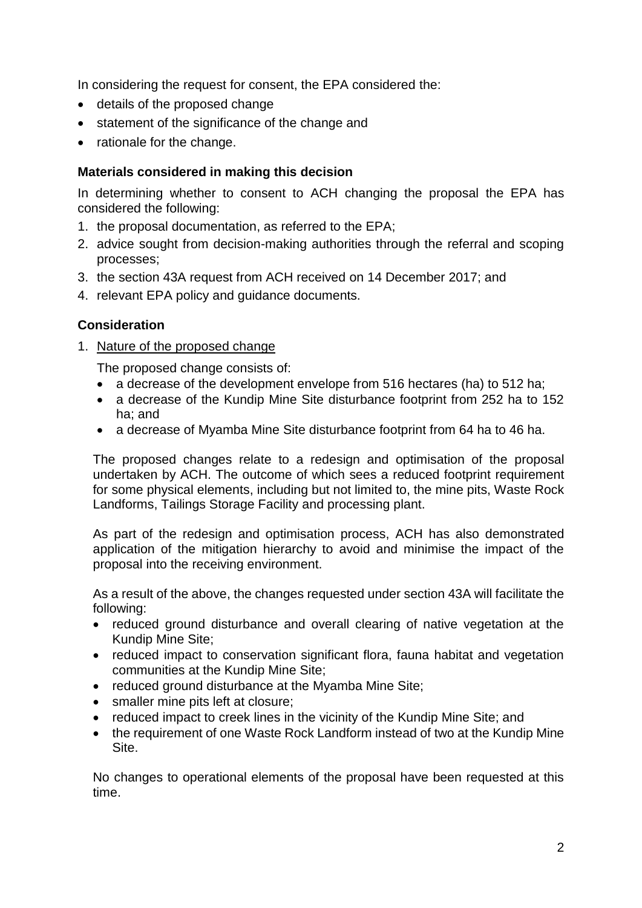In considering the request for consent, the EPA considered the:

- details of the proposed change
- statement of the significance of the change and
- rationale for the change.

**Materials considered in making this decision**

In determining whether to consent to ACH changing the proposal the EPA has considered the following:

1. the proposal documentation, as referred to the EPA;
2. advice sought from decision-making authorities through the referral and scoping processes;
3. the section 43A request from ACH received on 14 December 2017; and
4. relevant EPA policy and guidance documents.

**Consideration**

1. Nature of the proposed change

   The proposed change consists of:

   - a decrease of the development envelope from 516 hectares (ha) to 512 ha;
   - a decrease of the Kundip Mine Site disturbance footprint from 252 ha to 152 ha; and
   - a decrease of Myamba Mine Site disturbance footprint from 64 ha to 46 ha.

   The proposed changes relate to a redesign and optimisation of the proposal undertaken by ACH. The outcome of which sees a reduced footprint requirement for some physical elements, including but not limited to, the mine pits, Waste Rock Landforms, Tailings Storage Facility and processing plant.

   As part of the redesign and optimisation process, ACH has also demonstrated application of the mitigation hierarchy to avoid and minimise the impact of the proposal into the receiving environment.

   As a result of the above, the changes requested under section 43A will facilitate the following:

   - reduced ground disturbance and overall clearing of native vegetation at the Kundip Mine Site;
   - reduced impact to conservation significant flora, fauna habitat and vegetation communities at the Kundip Mine Site;
   - reduced ground disturbance at the Myamba Mine Site;
   - smaller mine pits left at closure;
   - reduced impact to creek lines in the vicinity of the Kundip Mine Site; and
   - the requirement of one Waste Rock Landform instead of two at the Kundip Mine Site.

   No changes to operational elements of the proposal have been requested at this time.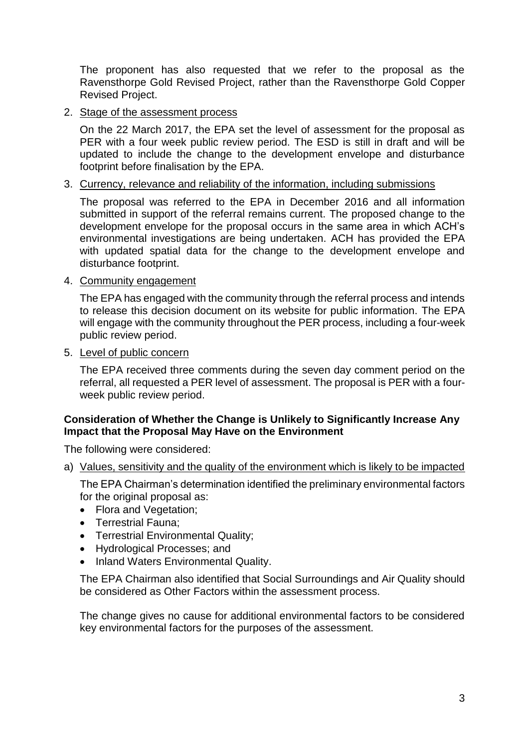The proponent has also requested that we refer to the proposal as the Ravensthorpe Gold Revised Project, rather than the Ravensthorpe Gold Copper Revised Project.

2. Stage of the assessment process

   On the 22 March 2017, the EPA set the level of assessment for the proposal as PER with a four week public review period. The ESD is still in draft and will be updated to include the change to the development envelope and disturbance footprint before finalisation by the EPA.

3. Currency, relevance and reliability of the information, including submissions

   The proposal was referred to the EPA in December 2016 and all information submitted in support of the referral remains current. The proposed change to the development envelope for the proposal occurs in the same area in which ACH's environmental investigations are being undertaken. ACH has provided the EPA with updated spatial data for the change to the development envelope and disturbance footprint.

4. Community engagement

   The EPA has engaged with the community through the referral process and intends to release this decision document on its website for public information. The EPA will engage with the community throughout the PER process, including a four-week public review period.

5. Level of public concern

   The EPA received three comments during the seven day comment period on the referral, all requested a PER level of assessment. The proposal is PER with a four-week public review period.

**Consideration of Whether the Change is Unlikely to Significantly Increase Any Impact that the Proposal May Have on the Environment**

The following were considered:

a) Values, sensitivity and the quality of the environment which is likely to be impacted

   The EPA Chairman's determination identified the preliminary environmental factors for the original proposal as:

   - Flora and Vegetation;
   - Terrestrial Fauna;
   - Terrestrial Environmental Quality;
   - Hydrological Processes; and
   - Inland Waters Environmental Quality.

   The EPA Chairman also identified that Social Surroundings and Air Quality should be considered as Other Factors within the assessment process.

   The change gives no cause for additional environmental factors to be considered key environmental factors for the purposes of the assessment.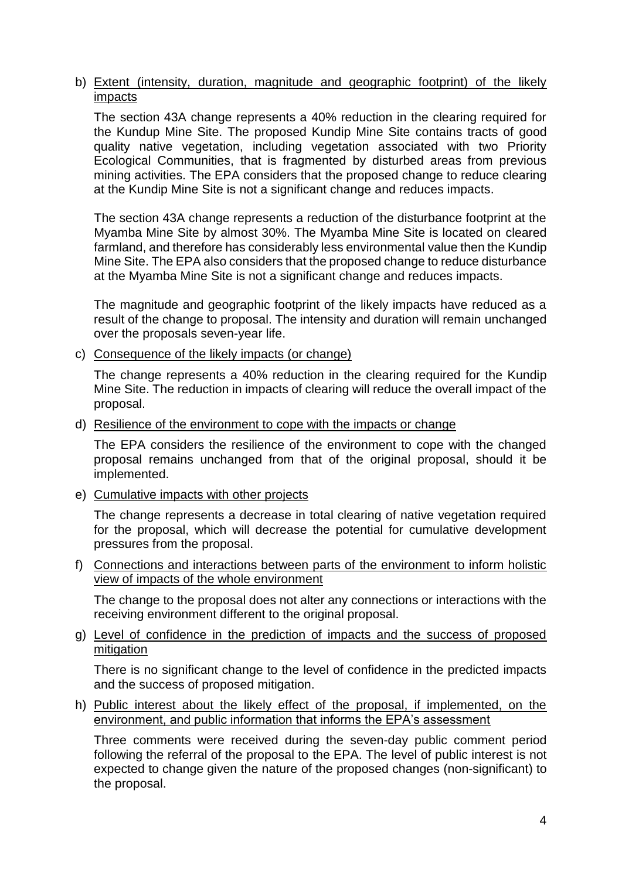b) <u>Extent (intensity, duration, magnitude and geographic footprint) of the likely impacts</u>

   The section 43A change represents a 40% reduction in the clearing required for the Kundup Mine Site. The proposed Kundip Mine Site contains tracts of good quality native vegetation, including vegetation associated with two Priority Ecological Communities, that is fragmented by disturbed areas from previous mining activities. The EPA considers that the proposed change to reduce clearing at the Kundip Mine Site is not a significant change and reduces impacts.

   The section 43A change represents a reduction of the disturbance footprint at the Myamba Mine Site by almost 30%. The Myamba Mine Site is located on cleared farmland, and therefore has considerably less environmental value then the Kundip Mine Site. The EPA also considers that the proposed change to reduce disturbance at the Myamba Mine Site is not a significant change and reduces impacts.

   The magnitude and geographic footprint of the likely impacts have reduced as a result of the change to proposal. The intensity and duration will remain unchanged over the proposals seven-year life.

c) <u>Consequence of the likely impacts (or change)</u>

   The change represents a 40% reduction in the clearing required for the Kundip Mine Site. The reduction in impacts of clearing will reduce the overall impact of the proposal.

d) <u>Resilience of the environment to cope with the impacts or change</u>

   The EPA considers the resilience of the environment to cope with the changed proposal remains unchanged from that of the original proposal, should it be implemented.

e) <u>Cumulative impacts with other projects</u>

   The change represents a decrease in total clearing of native vegetation required for the proposal, which will decrease the potential for cumulative development pressures from the proposal.

f) <u>Connections and interactions between parts of the environment to inform holistic view of impacts of the whole environment</u>

   The change to the proposal does not alter any connections or interactions with the receiving environment different to the original proposal.

g) <u>Level of confidence in the prediction of impacts and the success of proposed mitigation</u>

   There is no significant change to the level of confidence in the predicted impacts and the success of proposed mitigation.

h) <u>Public interest about the likely effect of the proposal, if implemented, on the environment, and public information that informs the EPA's assessment</u>

   Three comments were received during the seven-day public comment period following the referral of the proposal to the EPA. The level of public interest is not expected to change given the nature of the proposed changes (non-significant) to the proposal.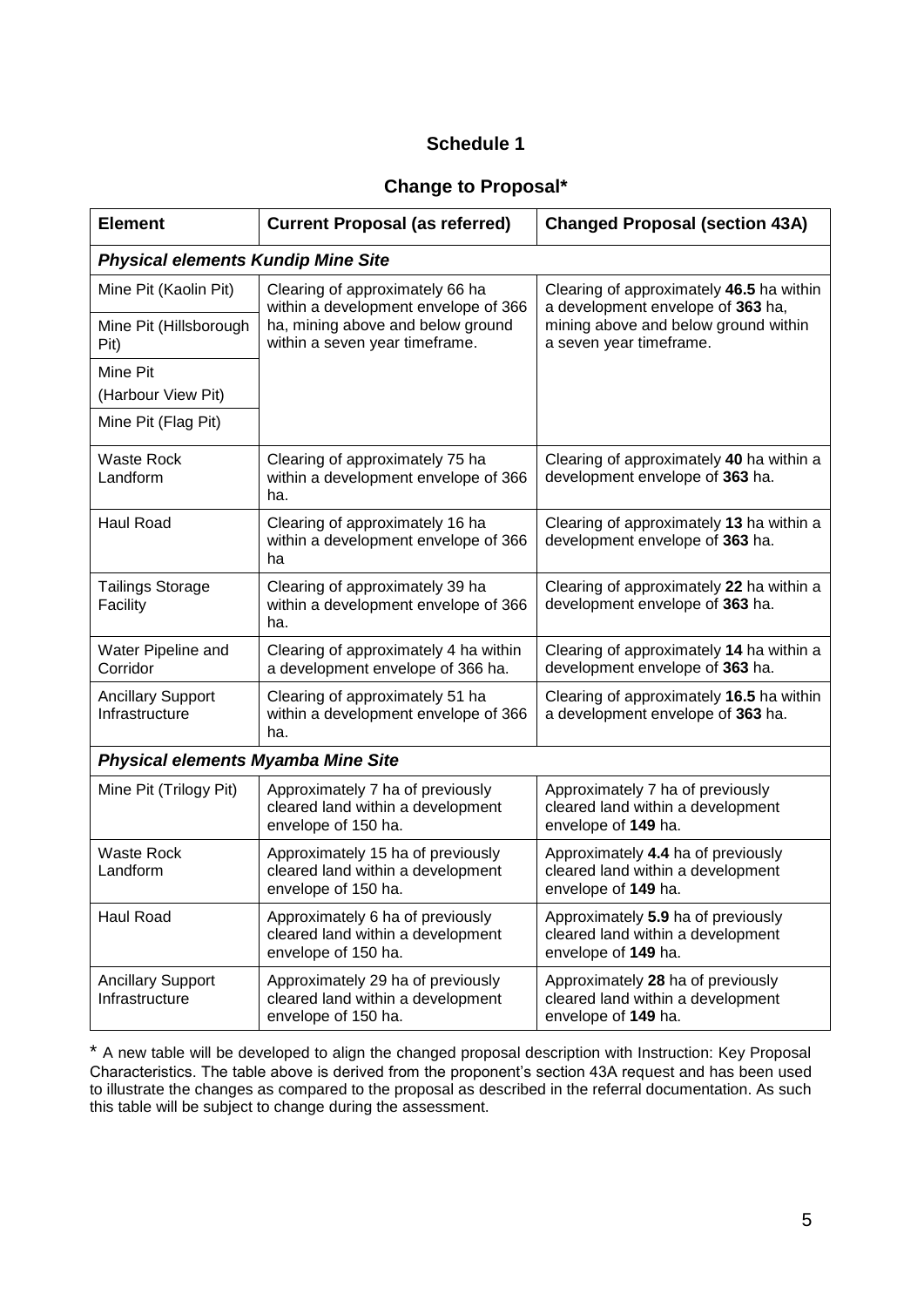## Schedule 1

### Change to Proposal*

| Element | Current Proposal (as referred) | Changed Proposal (section 43A) |
|---|---|---|
| ***Physical elements Kundip Mine Site*** | | |
| Mine Pit (Kaolin Pit) | Clearing of approximately 66 ha within a development envelope of 366 ha, mining above and below ground within a seven year timeframe. | Clearing of approximately **46.5** ha within a development envelope of **363** ha, mining above and below ground within a seven year timeframe. |
| Mine Pit (Hillsborough Pit) | | |
| Mine Pit (Harbour View Pit) | | |
| Mine Pit (Flag Pit) | | |
| Waste Rock Landform | Clearing of approximately 75 ha within a development envelope of 366 ha. | Clearing of approximately **40** ha within a development envelope of **363** ha. |
| Haul Road | Clearing of approximately 16 ha within a development envelope of 366 ha | Clearing of approximately **13** ha within a development envelope of **363** ha. |
| Tailings Storage Facility | Clearing of approximately 39 ha within a development envelope of 366 ha. | Clearing of approximately **22** ha within a development envelope of **363** ha. |
| Water Pipeline and Corridor | Clearing of approximately 4 ha within a development envelope of 366 ha. | Clearing of approximately **14** ha within a development envelope of **363** ha. |
| Ancillary Support Infrastructure | Clearing of approximately 51 ha within a development envelope of 366 ha. | Clearing of approximately **16.5** ha within a development envelope of **363** ha. |
| ***Physical elements Myamba Mine Site*** | | |
| Mine Pit (Trilogy Pit) | Approximately 7 ha of previously cleared land within a development envelope of 150 ha. | Approximately 7 ha of previously cleared land within a development envelope of **149** ha. |
| Waste Rock Landform | Approximately 15 ha of previously cleared land within a development envelope of 150 ha. | Approximately **4.4** ha of previously cleared land within a development envelope of **149** ha. |
| Haul Road | Approximately 6 ha of previously cleared land within a development envelope of 150 ha. | Approximately **5.9** ha of previously cleared land within a development envelope of **149** ha. |
| Ancillary Support Infrastructure | Approximately 29 ha of previously cleared land within a development envelope of 150 ha. | Approximately **28** ha of previously cleared land within a development envelope of **149** ha. |

\* A new table will be developed to align the changed proposal description with Instruction: Key Proposal Characteristics. The table above is derived from the proponent's section 43A request and has been used to illustrate the changes as compared to the proposal as described in the referral documentation. As such this table will be subject to change during the assessment.